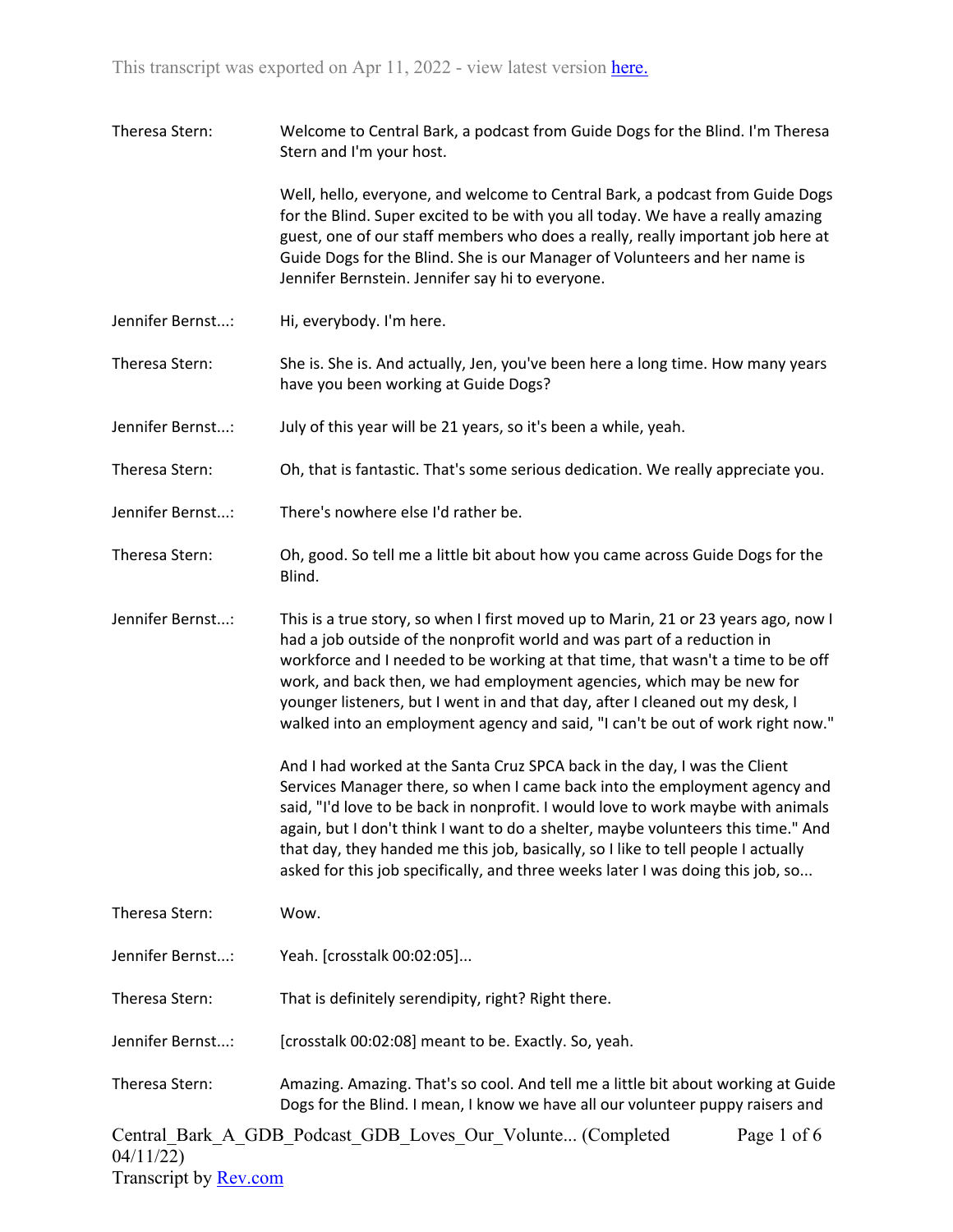This transcript was exported on Apr 11, 2022 - view latest version [here.](#)

**Theresa Stern:** Welcome to Central Bark, a podcast from Guide Dogs for the Blind. I'm Theresa Stern and I'm your host.

Well, hello, everyone, and welcome to Central Bark, a podcast from Guide Dogs for the Blind. Super excited to be with you all today. We have a really amazing guest, one of our staff members who does a really, really important job here at Guide Dogs for the Blind. She is our Manager of Volunteers and her name is Jennifer Bernstein. Jennifer say hi to everyone.

**Jennifer Bernst...:** Hi, everybody. I'm here.

**Theresa Stern:** She is. She is. And actually, Jen, you've been here a long time. How many years have you been working at Guide Dogs?

**Jennifer Bernst...:** July of this year will be 21 years, so it's been a while, yeah.

**Theresa Stern:** Oh, that is fantastic. That's some serious dedication. We really appreciate you.

**Jennifer Bernst...:** There's nowhere else I'd rather be.

**Theresa Stern:** Oh, good. So tell me a little bit about how you came across Guide Dogs for the Blind.

**Jennifer Bernst...:** This is a true story, so when I first moved up to Marin, 21 or 23 years ago, now I had a job outside of the nonprofit world and was part of a reduction in workforce and I needed to be working at that time, that wasn't a time to be off work, and back then, we had employment agencies, which may be new for younger listeners, but I went in and that day, after I cleaned out my desk, I walked into an employment agency and said, "I can't be out of work right now."

And I had worked at the Santa Cruz SPCA back in the day, I was the Client Services Manager there, so when I came back into the employment agency and said, "I'd love to be back in nonprofit. I would love to work maybe with animals again, but I don't think I want to do a shelter, maybe volunteers this time." And that day, they handed me this job, basically, so I like to tell people I actually asked for this job specifically, and three weeks later I was doing this job, so...

**Theresa Stern:** Wow.

**Jennifer Bernst...:** Yeah. [crosstalk 00:02:05]...

**Theresa Stern:** That is definitely serendipity, right? Right there.

**Jennifer Bernst...:** [crosstalk 00:02:08] meant to be. Exactly. So, yeah.

**Theresa Stern:** Amazing. Amazing. That's so cool. And tell me a little bit about working at Guide Dogs for the Blind. I mean, I know we have all our volunteer puppy raisers and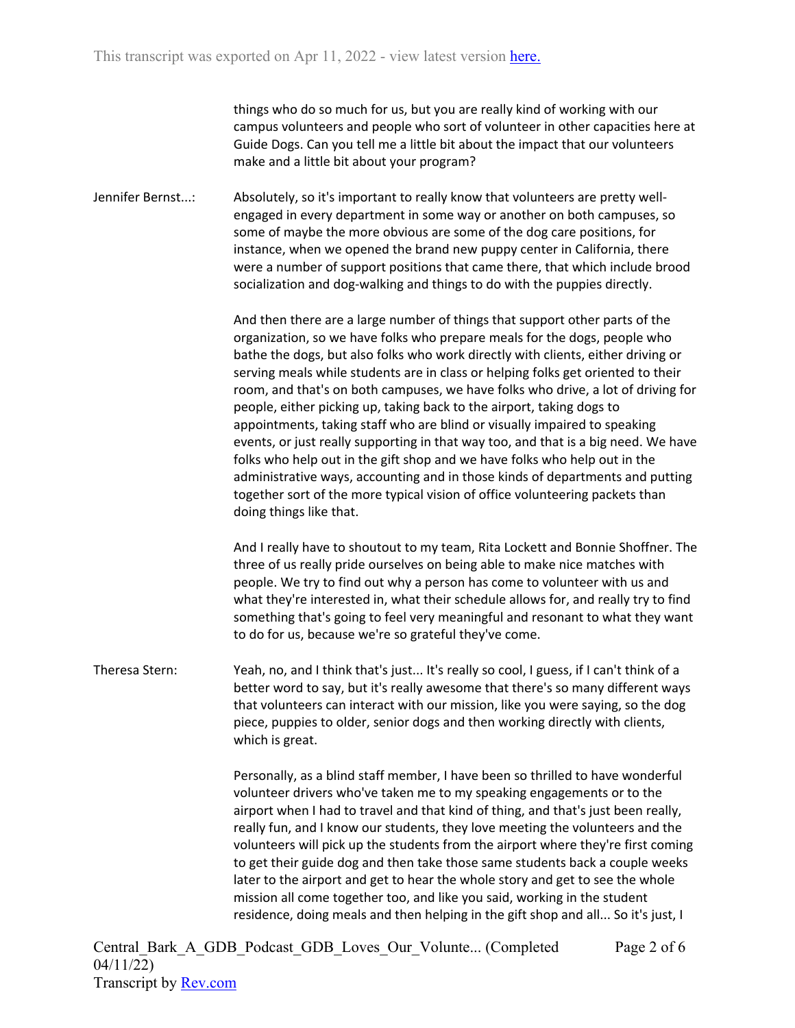things who do so much for us, but you are really kind of working with our campus volunteers and people who sort of volunteer in other capacities here at Guide Dogs. Can you tell me a little bit about the impact that our volunteers make and a little bit about your program?

Jennifer Bernst...: Absolutely, so it's important to really know that volunteers are pretty well-engaged in every department in some way or another on both campuses, so some of maybe the more obvious are some of the dog care positions, for instance, when we opened the brand new puppy center in California, there were a number of support positions that came there, that which include brood socialization and dog-walking and things to do with the puppies directly.

And then there are a large number of things that support other parts of the organization, so we have folks who prepare meals for the dogs, people who bathe the dogs, but also folks who work directly with clients, either driving or serving meals while students are in class or helping folks get oriented to their room, and that's on both campuses, we have folks who drive, a lot of driving for people, either picking up, taking back to the airport, taking dogs to appointments, taking staff who are blind or visually impaired to speaking events, or just really supporting in that way too, and that is a big need. We have folks who help out in the gift shop and we have folks who help out in the administrative ways, accounting and in those kinds of departments and putting together sort of the more typical vision of office volunteering packets than doing things like that.

And I really have to shoutout to my team, Rita Lockett and Bonnie Shoffner. The three of us really pride ourselves on being able to make nice matches with people. We try to find out why a person has come to volunteer with us and what they're interested in, what their schedule allows for, and really try to find something that's going to feel very meaningful and resonant to what they want to do for us, because we're so grateful they've come.

Theresa Stern: Yeah, no, and I think that's just... It's really so cool, I guess, if I can't think of a better word to say, but it's really awesome that there's so many different ways that volunteers can interact with our mission, like you were saying, so the dog piece, puppies to older, senior dogs and then working directly with clients, which is great.

Personally, as a blind staff member, I have been so thrilled to have wonderful volunteer drivers who've taken me to my speaking engagements or to the airport when I had to travel and that kind of thing, and that's just been really, really fun, and I know our students, they love meeting the volunteers and the volunteers will pick up the students from the airport where they're first coming to get their guide dog and then take those same students back a couple weeks later to the airport and get to hear the whole story and get to see the whole mission all come together too, and like you said, working in the student residence, doing meals and then helping in the gift shop and all... So it's just, I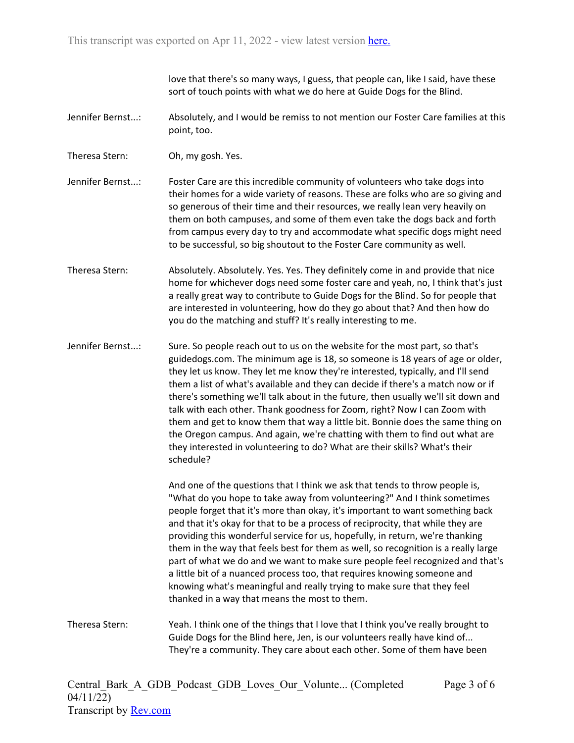love that there's so many ways, I guess, that people can, like I said, have these sort of touch points with what we do here at Guide Dogs for the Blind.

Jennifer Bernst...: Absolutely, and I would be remiss to not mention our Foster Care families at this point, too.

Theresa Stern: Oh, my gosh. Yes.

Jennifer Bernst...: Foster Care are this incredible community of volunteers who take dogs into their homes for a wide variety of reasons. These are folks who are so giving and so generous of their time and their resources, we really lean very heavily on them on both campuses, and some of them even take the dogs back and forth from campus every day to try and accommodate what specific dogs might need to be successful, so big shoutout to the Foster Care community as well.

Theresa Stern: Absolutely. Absolutely. Yes. Yes. They definitely come in and provide that nice home for whichever dogs need some foster care and yeah, no, I think that's just a really great way to contribute to Guide Dogs for the Blind. So for people that are interested in volunteering, how do they go about that? And then how do you do the matching and stuff? It's really interesting to me.

Jennifer Bernst...: Sure. So people reach out to us on the website for the most part, so that's guidedogs.com. The minimum age is 18, so someone is 18 years of age or older, they let us know. They let me know they're interested, typically, and I'll send them a list of what's available and they can decide if there's a match now or if there's something we'll talk about in the future, then usually we'll sit down and talk with each other. Thank goodness for Zoom, right? Now I can Zoom with them and get to know them that way a little bit. Bonnie does the same thing on the Oregon campus. And again, we're chatting with them to find out what are they interested in volunteering to do? What are their skills? What's their schedule?

And one of the questions that I think we ask that tends to throw people is, "What do you hope to take away from volunteering?" And I think sometimes people forget that it's more than okay, it's important to want something back and that it's okay for that to be a process of reciprocity, that while they are providing this wonderful service for us, hopefully, in return, we're thanking them in the way that feels best for them as well, so recognition is a really large part of what we do and we want to make sure people feel recognized and that's a little bit of a nuanced process too, that requires knowing someone and knowing what's meaningful and really trying to make sure that they feel thanked in a way that means the most to them.

Theresa Stern: Yeah. I think one of the things that I love that I think you've really brought to Guide Dogs for the Blind here, Jen, is our volunteers really have kind of... They're a community. They care about each other. Some of them have been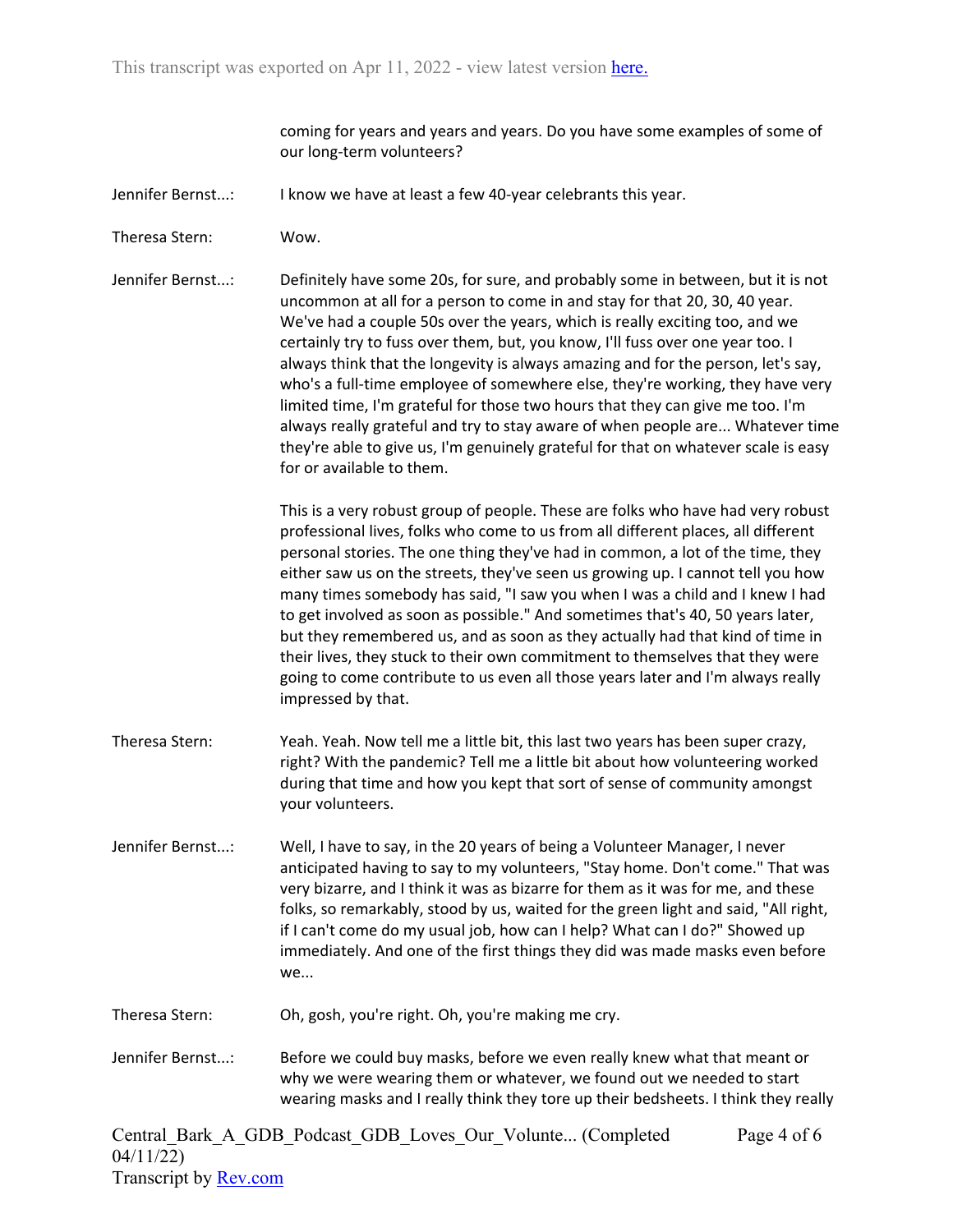coming for years and years and years. Do you have some examples of some of our long-term volunteers?

Jennifer Bernst...: I know we have at least a few 40-year celebrants this year.

Theresa Stern: Wow.

Jennifer Bernst...: Definitely have some 20s, for sure, and probably some in between, but it is not uncommon at all for a person to come in and stay for that 20, 30, 40 year. We've had a couple 50s over the years, which is really exciting too, and we certainly try to fuss over them, but, you know, I'll fuss over one year too. I always think that the longevity is always amazing and for the person, let's say, who's a full-time employee of somewhere else, they're working, they have very limited time, I'm grateful for those two hours that they can give me too. I'm always really grateful and try to stay aware of when people are... Whatever time they're able to give us, I'm genuinely grateful for that on whatever scale is easy for or available to them.

This is a very robust group of people. These are folks who have had very robust professional lives, folks who come to us from all different places, all different personal stories. The one thing they've had in common, a lot of the time, they either saw us on the streets, they've seen us growing up. I cannot tell you how many times somebody has said, "I saw you when I was a child and I knew I had to get involved as soon as possible." And sometimes that's 40, 50 years later, but they remembered us, and as soon as they actually had that kind of time in their lives, they stuck to their own commitment to themselves that they were going to come contribute to us even all those years later and I'm always really impressed by that.

Theresa Stern: Yeah. Yeah. Now tell me a little bit, this last two years has been super crazy, right? With the pandemic? Tell me a little bit about how volunteering worked during that time and how you kept that sort of sense of community amongst your volunteers.

Jennifer Bernst...: Well, I have to say, in the 20 years of being a Volunteer Manager, I never anticipated having to say to my volunteers, "Stay home. Don't come." That was very bizarre, and I think it was as bizarre for them as it was for me, and these folks, so remarkably, stood by us, waited for the green light and said, "All right, if I can't come do my usual job, how can I help? What can I do?" Showed up immediately. And one of the first things they did was made masks even before we...

Theresa Stern: Oh, gosh, you're right. Oh, you're making me cry.

Jennifer Bernst...: Before we could buy masks, before we even really knew what that meant or why we were wearing them or whatever, we found out we needed to start wearing masks and I really think they tore up their bedsheets. I think they really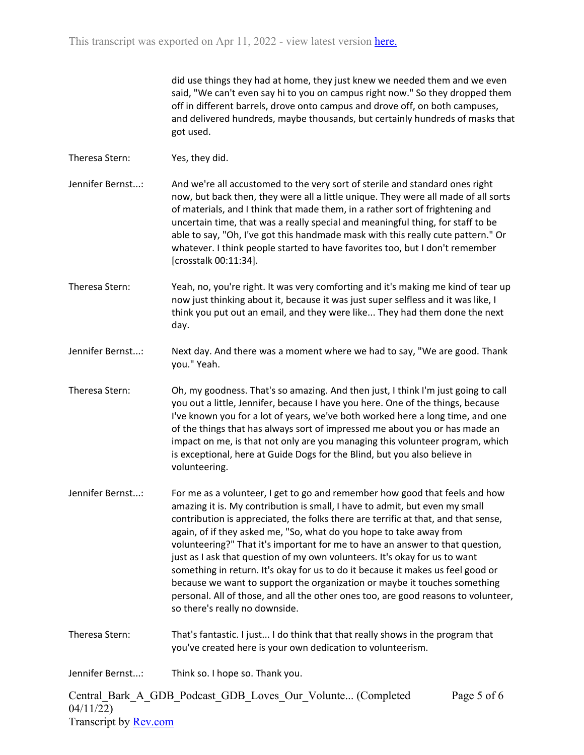did use things they had at home, they just knew we needed them and we even said, "We can't even say hi to you on campus right now." So they dropped them off in different barrels, drove onto campus and drove off, on both campuses, and delivered hundreds, maybe thousands, but certainly hundreds of masks that got used.

**Theresa Stern:** Yes, they did.

**Jennifer Bernst...:** And we're all accustomed to the very sort of sterile and standard ones right now, but back then, they were all a little unique. They were all made of all sorts of materials, and I think that made them, in a rather sort of frightening and uncertain time, that was a really special and meaningful thing, for staff to be able to say, "Oh, I've got this handmade mask with this really cute pattern." Or whatever. I think people started to have favorites too, but I don't remember [crosstalk 00:11:34].

**Theresa Stern:** Yeah, no, you're right. It was very comforting and it's making me kind of tear up now just thinking about it, because it was just super selfless and it was like, I think you put out an email, and they were like... They had them done the next day.

**Jennifer Bernst...:** Next day. And there was a moment where we had to say, "We are good. Thank you." Yeah.

**Theresa Stern:** Oh, my goodness. That's so amazing. And then just, I think I'm just going to call you out a little, Jennifer, because I have you here. One of the things, because I've known you for a lot of years, we've both worked here a long time, and one of the things that has always sort of impressed me about you or has made an impact on me, is that not only are you managing this volunteer program, which is exceptional, here at Guide Dogs for the Blind, but you also believe in volunteering.

**Jennifer Bernst...:** For me as a volunteer, I get to go and remember how good that feels and how amazing it is. My contribution is small, I have to admit, but even my small contribution is appreciated, the folks there are terrific at that, and that sense, again, of if they asked me, "So, what do you hope to take away from volunteering?" That it's important for me to have an answer to that question, just as I ask that question of my own volunteers. It's okay for us to want something in return. It's okay for us to do it because it makes us feel good or because we want to support the organization or maybe it touches something personal. All of those, and all the other ones too, are good reasons to volunteer, so there's really no downside.

**Theresa Stern:** That's fantastic. I just... I do think that that really shows in the program that you've created here is your own dedication to volunteerism.

**Jennifer Bernst...:** Think so. I hope so. Thank you.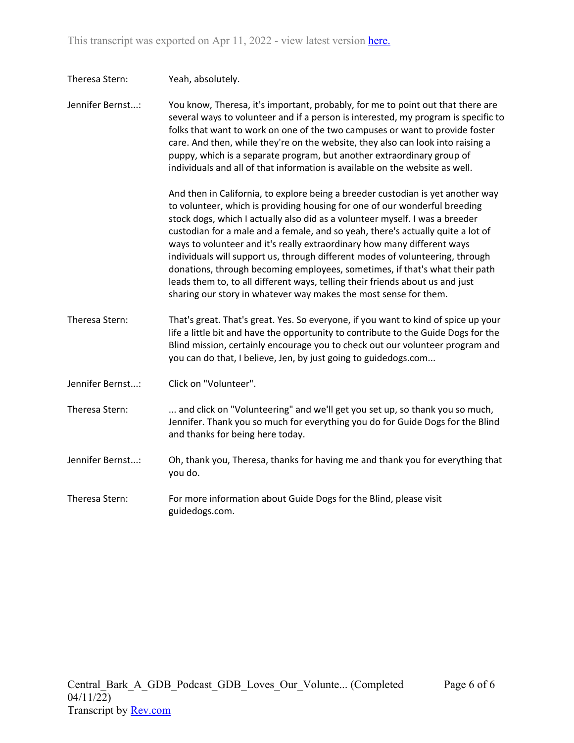Theresa Stern: Yeah, absolutely.

Jennifer Bernst...: You know, Theresa, it's important, probably, for me to point out that there are several ways to volunteer and if a person is interested, my program is specific to folks that want to work on one of the two campuses or want to provide foster care. And then, while they're on the website, they also can look into raising a puppy, which is a separate program, but another extraordinary group of individuals and all of that information is available on the website as well.

And then in California, to explore being a breeder custodian is yet another way to volunteer, which is providing housing for one of our wonderful breeding stock dogs, which I actually also did as a volunteer myself. I was a breeder custodian for a male and a female, and so yeah, there's actually quite a lot of ways to volunteer and it's really extraordinary how many different ways individuals will support us, through different modes of volunteering, through donations, through becoming employees, sometimes, if that's what their path leads them to, to all different ways, telling their friends about us and just sharing our story in whatever way makes the most sense for them.

Theresa Stern: That's great. That's great. Yes. So everyone, if you want to kind of spice up your life a little bit and have the opportunity to contribute to the Guide Dogs for the Blind mission, certainly encourage you to check out our volunteer program and you can do that, I believe, Jen, by just going to guidedogs.com...

Jennifer Bernst...: Click on "Volunteer".

Theresa Stern: ... and click on "Volunteering" and we'll get you set up, so thank you so much, Jennifer. Thank you so much for everything you do for Guide Dogs for the Blind and thanks for being here today.

Jennifer Bernst...: Oh, thank you, Theresa, thanks for having me and thank you for everything that you do.

Theresa Stern: For more information about Guide Dogs for the Blind, please visit guidedogs.com.